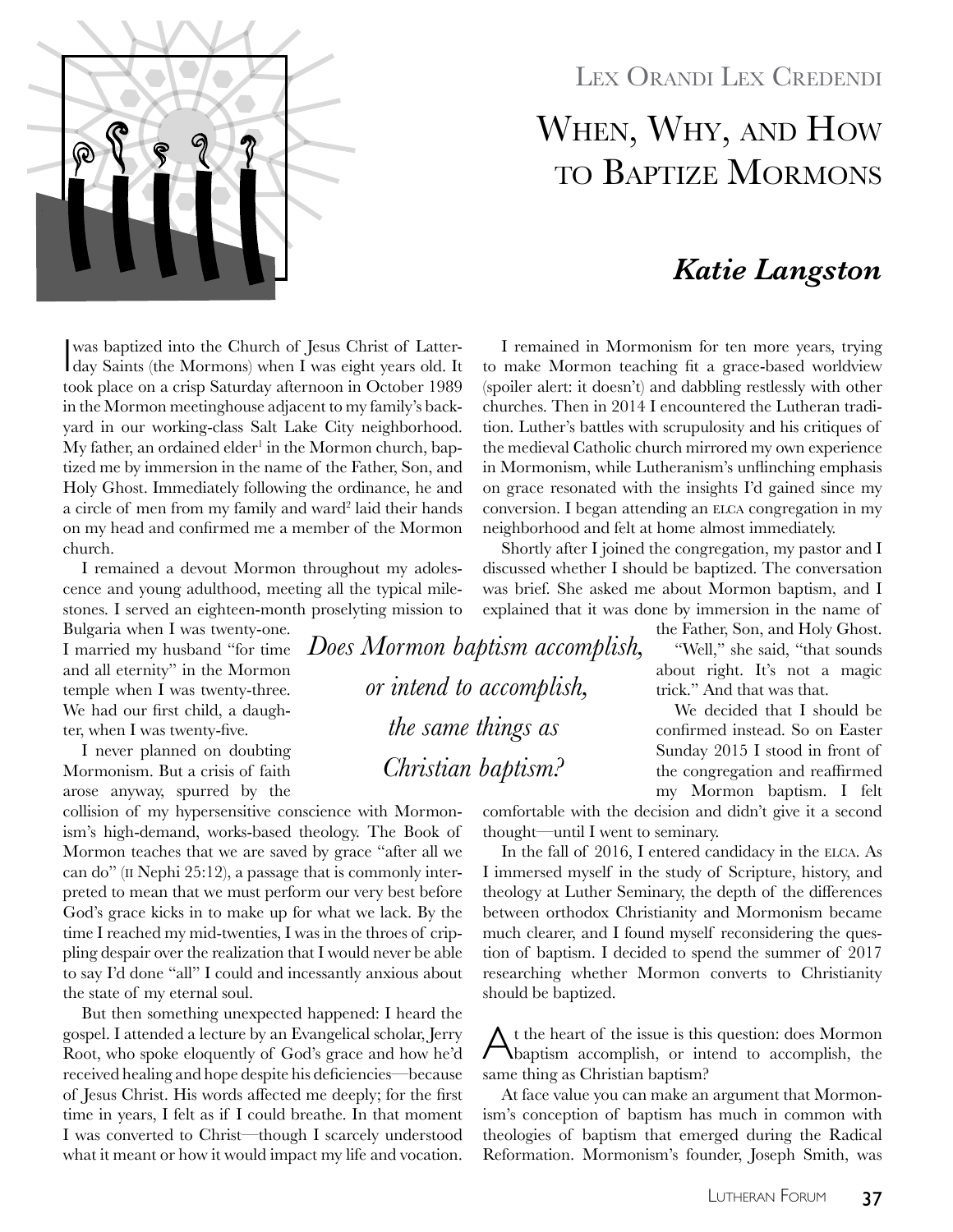Lex Orandi Lex Credendi

# When, Why, and How to Baptize Mormons

## *Katie Langston*

I was baptized into the Church of Jesus Christ of Latter-day Saints (the Mormons) when I was eight years old. It took place on a crisp Saturday afternoon in October 1989 in the Mormon meetinghouse adjacent to my family's backyard in our working-class Salt Lake City neighborhood. My father, an ordained elder[1] in the Mormon church, baptized me by immersion in the name of the Father, Son, and Holy Ghost. Immediately following the ordinance, he and a circle of men from my family and ward[2] laid their hands on my head and confirmed me a member of the Mormon church.

I remained a devout Mormon throughout my adolescence and young adulthood, meeting all the typical milestones. I served an eighteen-month proselyting mission to Bulgaria when I was twenty-one. I married my husband "for time and all eternity" in the Mormon temple when I was twenty-three. We had our first child, a daughter, when I was twenty-five.

I never planned on doubting Mormonism. But a crisis of faith arose anyway, spurred by the collision of my hypersensitive conscience with Mormonism's high-demand, works-based theology. The Book of Mormon teaches that we are saved by grace "after all we can do" (II Nephi 25:12), a passage that is commonly interpreted to mean that we must perform our very best before God's grace kicks in to make up for what we lack. By the time I reached my mid-twenties, I was in the throes of crippling despair over the realization that I would never be able to say I'd done "all" I could and incessantly anxious about the state of my eternal soul.

But then something unexpected happened: I heard the gospel. I attended a lecture by an Evangelical scholar, Jerry Root, who spoke eloquently of God's grace and how he'd received healing and hope despite his deficiencies—because of Jesus Christ. His words affected me deeply; for the first time in years, I felt as if I could breathe. In that moment I was converted to Christ—though I scarcely understood what it meant or how it would impact my life and vocation.

*Does Mormon baptism accomplish, or intend to accomplish, the same things as Christian baptism?*

I remained in Mormonism for ten more years, trying to make Mormon teaching fit a grace-based worldview (spoiler alert: it doesn't) and dabbling restlessly with other churches. Then in 2014 I encountered the Lutheran tradition. Luther's battles with scrupulosity and his critiques of the medieval Catholic church mirrored my own experience in Mormonism, while Lutheranism's unflinching emphasis on grace resonated with the insights I'd gained since my conversion. I began attending an ELCA congregation in my neighborhood and felt at home almost immediately.

Shortly after I joined the congregation, my pastor and I discussed whether I should be baptized. The conversation was brief. She asked me about Mormon baptism, and I explained that it was done by immersion in the name of the Father, Son, and Holy Ghost.

"Well," she said, "that sounds about right. It's not a magic trick." And that was that.

We decided that I should be confirmed instead. So on Easter Sunday 2015 I stood in front of the congregation and reaffirmed my Mormon baptism. I felt comfortable with the decision and didn't give it a second thought—until I went to seminary.

In the fall of 2016, I entered candidacy in the ELCA. As I immersed myself in the study of Scripture, history, and theology at Luther Seminary, the depth of the differences between orthodox Christianity and Mormonism became much clearer, and I found myself reconsidering the question of baptism. I decided to spend the summer of 2017 researching whether Mormon converts to Christianity should be baptized.

At the heart of the issue is this question: does Mormon baptism accomplish, or intend to accomplish, the same thing as Christian baptism?

At face value you can make an argument that Mormonism's conception of baptism has much in common with theologies of baptism that emerged during the Radical Reformation. Mormonism's founder, Joseph Smith, was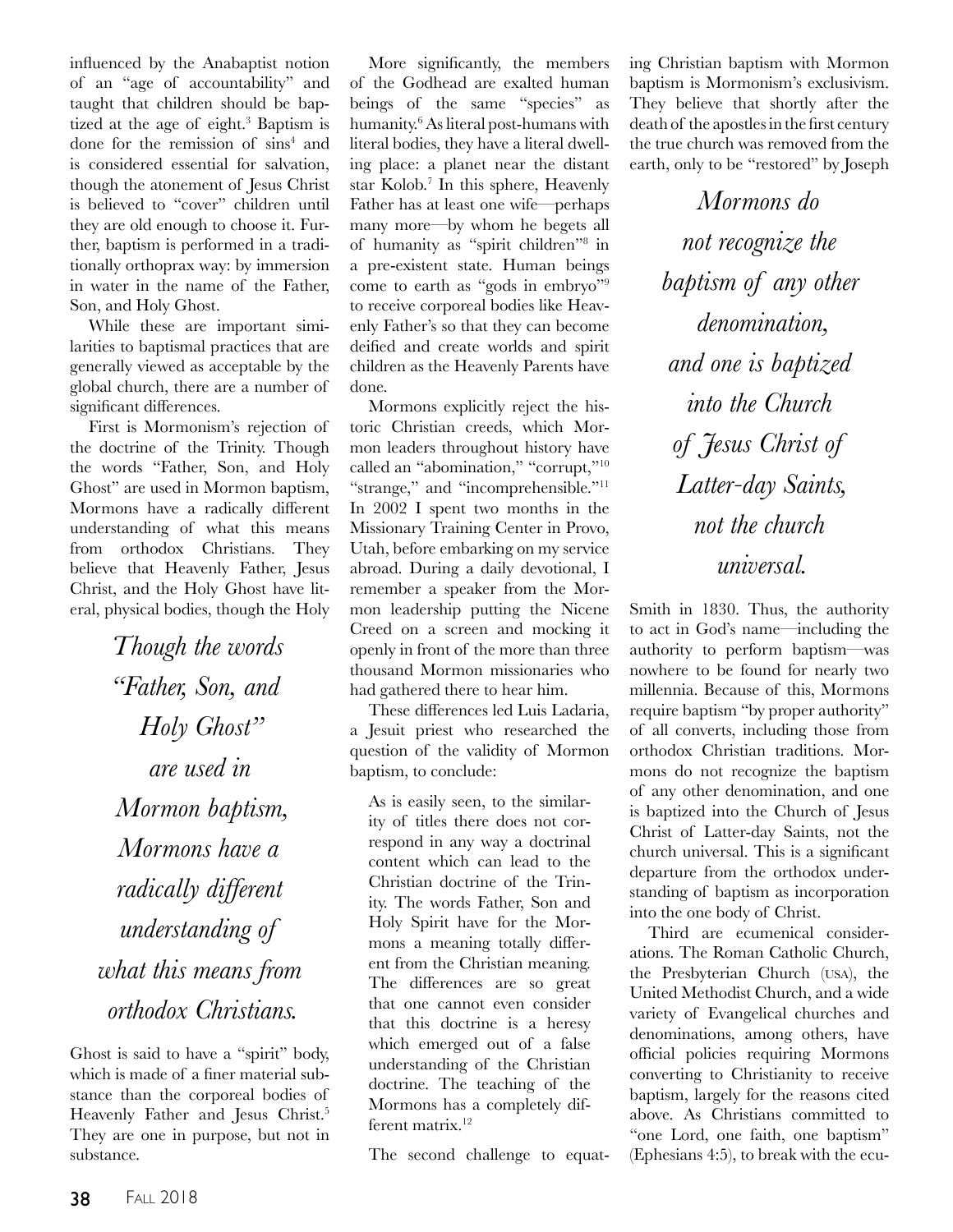influenced by the Anabaptist notion of an "age of accountability" and taught that children should be baptized at the age of eight.[3] Baptism is done for the remission of sins[4] and is considered essential for salvation, though the atonement of Jesus Christ is believed to "cover" children until they are old enough to choose it. Further, baptism is performed in a traditionally orthoprax way: by immersion in water in the name of the Father, Son, and Holy Ghost.

While these are important similarities to baptismal practices that are generally viewed as acceptable by the global church, there are a number of significant differences.

First is Mormonism's rejection of the doctrine of the Trinity. Though the words "Father, Son, and Holy Ghost" are used in Mormon baptism, Mormons have a radically different understanding of what this means from orthodox Christians. They believe that Heavenly Father, Jesus Christ, and the Holy Ghost have literal, physical bodies, though the Holy Ghost is said to have a "spirit" body, which is made of a finer material substance than the corporeal bodies of Heavenly Father and Jesus Christ.[5] They are one in purpose, but not in substance.

> *Though the words "Father, Son, and Holy Ghost" are used in Mormon baptism, Mormons have a radically different understanding of what this means from orthodox Christians.*

More significantly, the members of the Godhead are exalted human beings of the same "species" as humanity.[6] As literal post-humans with literal bodies, they have a literal dwelling place: a planet near the distant star Kolob.[7] In this sphere, Heavenly Father has at least one wife—perhaps many more—by whom he begets all of humanity as "spirit children"[8] in a pre-existent state. Human beings come to earth as "gods in embryo"[9] to receive corporeal bodies like Heavenly Father's so that they can become deified and create worlds and spirit children as the Heavenly Parents have done.

Mormons explicitly reject the historic Christian creeds, which Mormon leaders throughout history have called an "abomination," "corrupt,"[10] "strange," and "incomprehensible."[11] In 2002 I spent two months in the Missionary Training Center in Provo, Utah, before embarking on my service abroad. During a daily devotional, I remember a speaker from the Mormon leadership putting the Nicene Creed on a screen and mocking it openly in front of the more than three thousand Mormon missionaries who had gathered there to hear him.

These differences led Luis Ladaria, a Jesuit priest who researched the question of the validity of Mormon baptism, to conclude:

> As is easily seen, to the similarity of titles there does not correspond in any way a doctrinal content which can lead to the Christian doctrine of the Trinity. The words Father, Son and Holy Spirit have for the Mormons a meaning totally different from the Christian meaning. The differences are so great that one cannot even consider that this doctrine is a heresy which emerged out of a false understanding of the Christian doctrine. The teaching of the Mormons has a completely different matrix.[12]

The second challenge to equating Christian baptism with Mormon baptism is Mormonism's exclusivism. They believe that shortly after the death of the apostles in the first century the true church was removed from the earth, only to be "restored" by Joseph Smith in 1830. Thus, the authority to act in God's name—including the authority to perform baptism—was nowhere to be found for nearly two millennia. Because of this, Mormons require baptism "by proper authority" of all converts, including those from orthodox Christian traditions. Mormons do not recognize the baptism of any other denomination, and one is baptized into the Church of Jesus Christ of Latter-day Saints, not the church universal. This is a significant departure from the orthodox understanding of baptism as incorporation into the one body of Christ.

> *Mormons do not recognize the baptism of any other denomination, and one is baptized into the Church of Jesus Christ of Latter-day Saints, not the church universal.*

Third are ecumenical considerations. The Roman Catholic Church, the Presbyterian Church (USA), the United Methodist Church, and a wide variety of Evangelical churches and denominations, among others, have official policies requiring Mormons converting to Christianity to receive baptism, largely for the reasons cited above. As Christians committed to "one Lord, one faith, one baptism" (Ephesians 4:5), to break with the ecu-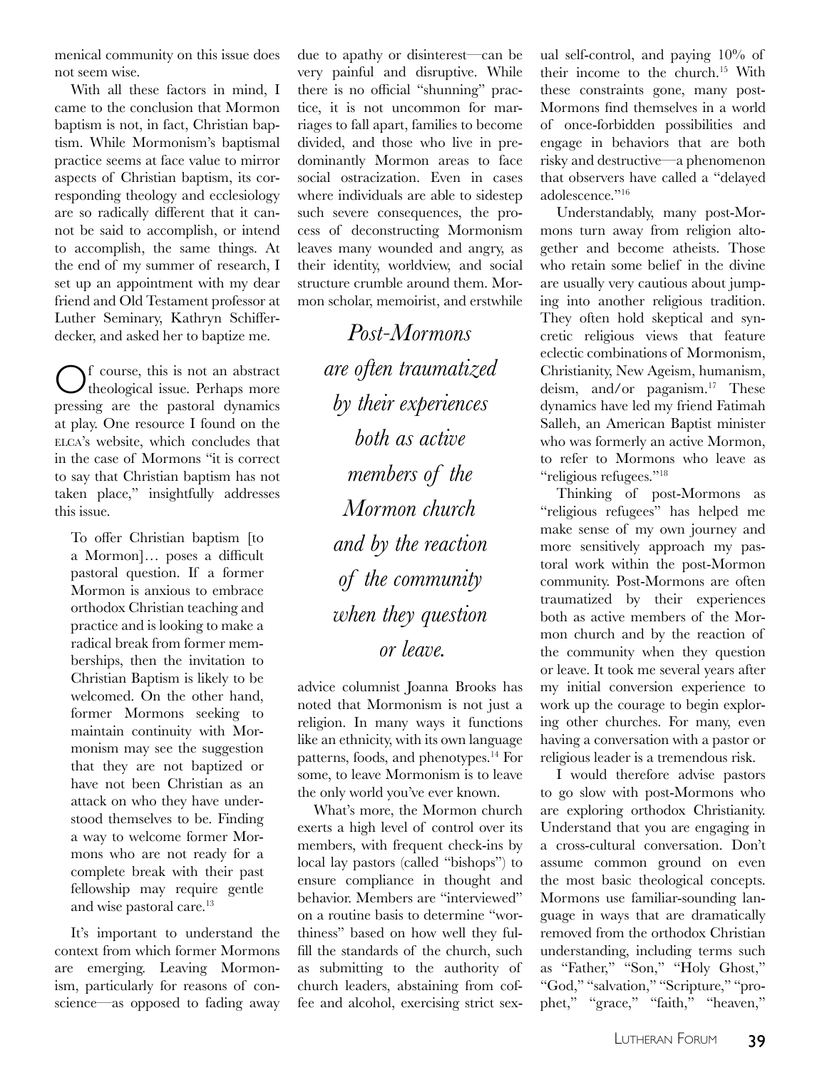menical community on this issue does not seem wise.

With all these factors in mind, I came to the conclusion that Mormon baptism is not, in fact, Christian baptism. While Mormonism's baptismal practice seems at face value to mirror aspects of Christian baptism, its corresponding theology and ecclesiology are so radically different that it cannot be said to accomplish, or intend to accomplish, the same things. At the end of my summer of research, I set up an appointment with my dear friend and Old Testament professor at Luther Seminary, Kathryn Schifferdecker, and asked her to baptize me.

Of course, this is not an abstract theological issue. Perhaps more pressing are the pastoral dynamics at play. One resource I found on the ELCA's website, which concludes that in the case of Mormons "it is correct to say that Christian baptism has not taken place," insightfully addresses this issue.

> To offer Christian baptism [to a Mormon]… poses a difficult pastoral question. If a former Mormon is anxious to embrace orthodox Christian teaching and practice and is looking to make a radical break from former memberships, then the invitation to Christian Baptism is likely to be welcomed. On the other hand, former Mormons seeking to maintain continuity with Mormonism may see the suggestion that they are not baptized or have not been Christian as an attack on who they have understood themselves to be. Finding a way to welcome former Mormons who are not ready for a complete break with their past fellowship may require gentle and wise pastoral care.[13]

It's important to understand the context from which former Mormons are emerging. Leaving Mormonism, particularly for reasons of conscience—as opposed to fading away due to apathy or disinterest—can be very painful and disruptive. While there is no official "shunning" practice, it is not uncommon for marriages to fall apart, families to become divided, and those who live in predominantly Mormon areas to face social ostracization. Even in cases where individuals are able to sidestep such severe consequences, the process of deconstructing Mormonism leaves many wounded and angry, as their identity, worldview, and social structure crumble around them. Mormon scholar, memoirist, and erstwhile advice columnist Joanna Brooks has noted that Mormonism is not just a religion. In many ways it functions like an ethnicity, with its own language patterns, foods, and phenotypes.[14] For some, to leave Mormonism is to leave the only world you've ever known.

*Post-Mormons are often traumatized by their experiences both as active members of the Mormon church and by the reaction of the community when they question or leave.*

What's more, the Mormon church exerts a high level of control over its members, with frequent check-ins by local lay pastors (called "bishops") to ensure compliance in thought and behavior. Members are "interviewed" on a routine basis to determine "worthiness" based on how well they fulfill the standards of the church, such as submitting to the authority of church leaders, abstaining from coffee and alcohol, exercising strict sexual self-control, and paying 10% of their income to the church.[15] With these constraints gone, many post-Mormons find themselves in a world of once-forbidden possibilities and engage in behaviors that are both risky and destructive—a phenomenon that observers have called a "delayed adolescence."[16]

Understandably, many post-Mormons turn away from religion altogether and become atheists. Those who retain some belief in the divine are usually very cautious about jumping into another religious tradition. They often hold skeptical and syncretic religious views that feature eclectic combinations of Mormonism, Christianity, New Ageism, humanism, deism, and/or paganism.[17] These dynamics have led my friend Fatimah Salleh, an American Baptist minister who was formerly an active Mormon, to refer to Mormons who leave as "religious refugees."[18]

Thinking of post-Mormons as "religious refugees" has helped me make sense of my own journey and more sensitively approach my pastoral work within the post-Mormon community. Post-Mormons are often traumatized by their experiences both as active members of the Mormon church and by the reaction of the community when they question or leave. It took me several years after my initial conversion experience to work up the courage to begin exploring other churches. For many, even having a conversation with a pastor or religious leader is a tremendous risk.

I would therefore advise pastors to go slow with post-Mormons who are exploring orthodox Christianity. Understand that you are engaging in a cross-cultural conversation. Don't assume common ground on even the most basic theological concepts. Mormons use familiar-sounding language in ways that are dramatically removed from the orthodox Christian understanding, including terms such as "Father," "Son," "Holy Ghost," "God," "salvation," "Scripture," "prophet," "grace," "faith," "heaven,"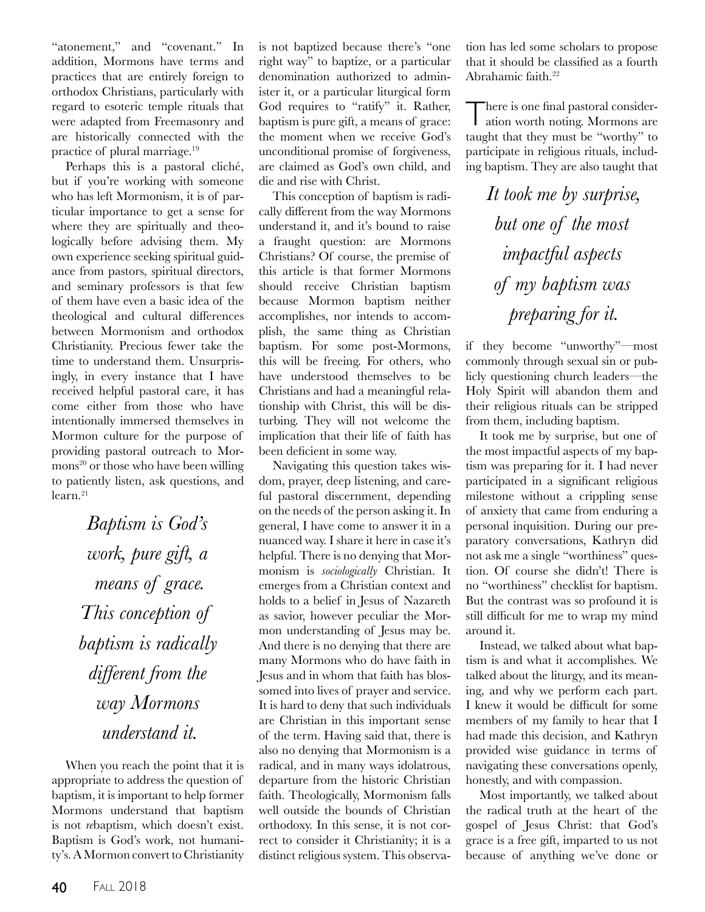"atonement," and "covenant." In addition, Mormons have terms and practices that are entirely foreign to orthodox Christians, particularly with regard to esoteric temple rituals that were adapted from Freemasonry and are historically connected with the practice of plural marriage.[19]

Perhaps this is a pastoral cliché, but if you're working with someone who has left Mormonism, it is of particular importance to get a sense for where they are spiritually and theologically before advising them. My own experience seeking spiritual guidance from pastors, spiritual directors, and seminary professors is that few of them have even a basic idea of the theological and cultural differences between Mormonism and orthodox Christianity. Precious fewer take the time to understand them. Unsurprisingly, in every instance that I have received helpful pastoral care, it has come either from those who have intentionally immersed themselves in Mormon culture for the purpose of providing pastoral outreach to Mormons[20] or those who have been willing to patiently listen, ask questions, and learn.[21]

> *Baptism is God's work, pure gift, a means of grace. This conception of baptism is radically different from the way Mormons understand it.*

When you reach the point that it is appropriate to address the question of baptism, it is important to help former Mormons understand that baptism is not *re*baptism, which doesn't exist. Baptism is God's work, not humanity's. A Mormon convert to Christianity is not baptized because there's "one right way" to baptize, or a particular denomination authorized to administer it, or a particular liturgical form God requires to "ratify" it. Rather, baptism is pure gift, a means of grace: the moment when we receive God's unconditional promise of forgiveness, are claimed as God's own child, and die and rise with Christ.

This conception of baptism is radically different from the way Mormons understand it, and it's bound to raise a fraught question: are Mormons Christians? Of course, the premise of this article is that former Mormons should receive Christian baptism because Mormon baptism neither accomplishes, nor intends to accomplish, the same thing as Christian baptism. For some post-Mormons, this will be freeing. For others, who have understood themselves to be Christians and had a meaningful relationship with Christ, this will be disturbing. They will not welcome the implication that their life of faith has been deficient in some way.

Navigating this question takes wisdom, prayer, deep listening, and careful pastoral discernment, depending on the needs of the person asking it. In general, I have come to answer it in a nuanced way. I share it here in case it's helpful. There is no denying that Mormonism is *sociologically* Christian. It emerges from a Christian context and holds to a belief in Jesus of Nazareth as savior, however peculiar the Mormon understanding of Jesus may be. And there is no denying that there are many Mormons who do have faith in Jesus and in whom that faith has blossomed into lives of prayer and service. It is hard to deny that such individuals are Christian in this important sense of the term. Having said that, there is also no denying that Mormonism is a radical, and in many ways idolatrous, departure from the historic Christian faith. Theologically, Mormonism falls well outside the bounds of Christian orthodoxy. In this sense, it is not correct to consider it Christianity; it is a distinct religious system. This observation has led some scholars to propose that it should be classified as a fourth Abrahamic faith.[22]

There is one final pastoral consideration worth noting. Mormons are taught that they must be "worthy" to participate in religious rituals, including baptism. They are also taught that if they become "unworthy"—most commonly through sexual sin or publicly questioning church leaders—the Holy Spirit will abandon them and their religious rituals can be stripped from them, including baptism.

> *It took me by surprise, but one of the most impactful aspects of my baptism was preparing for it.*

It took me by surprise, but one of the most impactful aspects of my baptism was preparing for it. I had never participated in a significant religious milestone without a crippling sense of anxiety that came from enduring a personal inquisition. During our preparatory conversations, Kathryn did not ask me a single "worthiness" question. Of course she didn't! There is no "worthiness" checklist for baptism. But the contrast was so profound it is still difficult for me to wrap my mind around it.

Instead, we talked about what baptism is and what it accomplishes. We talked about the liturgy, and its meaning, and why we perform each part. I knew it would be difficult for some members of my family to hear that I had made this decision, and Kathryn provided wise guidance in terms of navigating these conversations openly, honestly, and with compassion.

Most importantly, we talked about the radical truth at the heart of the gospel of Jesus Christ: that God's grace is a free gift, imparted to us not because of anything we've done or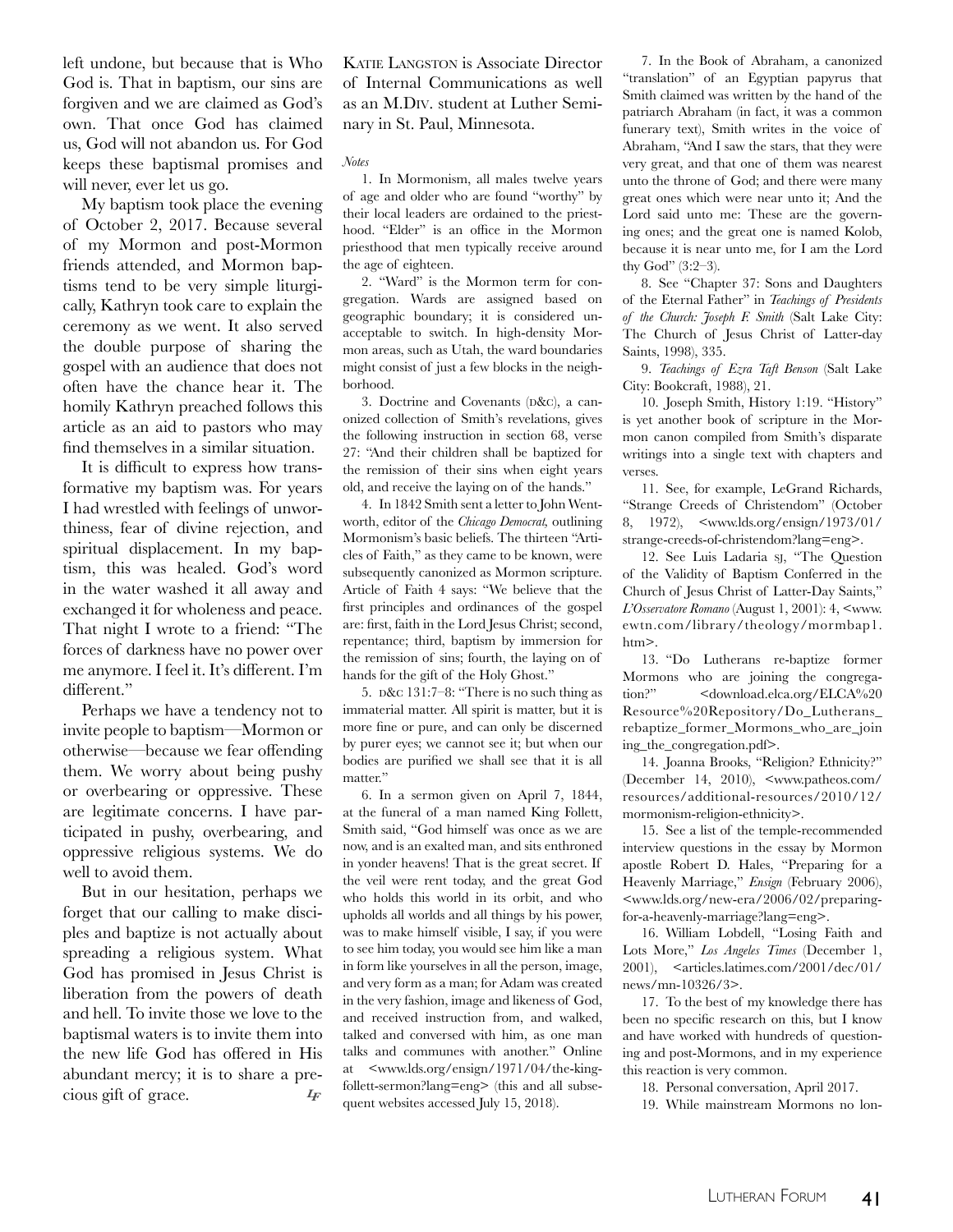left undone, but because that is Who God is. That in baptism, our sins are forgiven and we are claimed as God's own. That once God has claimed us, God will not abandon us. For God keeps these baptismal promises and will never, ever let us go.

My baptism took place the evening of October 2, 2017. Because several of my Mormon and post-Mormon friends attended, and Mormon baptisms tend to be very simple liturgically, Kathryn took care to explain the ceremony as we went. It also served the double purpose of sharing the gospel with an audience that does not often have the chance hear it. The homily Kathryn preached follows this article as an aid to pastors who may find themselves in a similar situation.

It is difficult to express how transformative my baptism was. For years I had wrestled with feelings of unworthiness, fear of divine rejection, and spiritual displacement. In my baptism, this was healed. God's word in the water washed it all away and exchanged it for wholeness and peace. That night I wrote to a friend: "The forces of darkness have no power over me anymore. I feel it. It's different. I'm different."

Perhaps we have a tendency not to invite people to baptism—Mormon or otherwise—because we fear offending them. We worry about being pushy or overbearing or oppressive. These are legitimate concerns. I have participated in pushy, overbearing, and oppressive religious systems. We do well to avoid them.

But in our hesitation, perhaps we forget that our calling to make disciples and baptize is not actually about spreading a religious system. What God has promised in Jesus Christ is liberation from the powers of death and hell. To invite those we love to the baptismal waters is to invite them into the new life God has offered in His abundant mercy; it is to share a precious gift of grace. *LF*

Katie Langston is Associate Director of Internal Communications as well as an M.Div. student at Luther Seminary in St. Paul, Minnesota.

*Notes*

1. In Mormonism, all males twelve years of age and older who are found "worthy" by their local leaders are ordained to the priesthood. "Elder" is an office in the Mormon priesthood that men typically receive around the age of eighteen.

2. "Ward" is the Mormon term for congregation. Wards are assigned based on geographic boundary; it is considered unacceptable to switch. In high-density Mormon areas, such as Utah, the ward boundaries might consist of just a few blocks in the neighborhood.

3. Doctrine and Covenants (D&C), a canonized collection of Smith's revelations, gives the following instruction in section 68, verse 27: "And their children shall be baptized for the remission of their sins when eight years old, and receive the laying on of the hands."

4. In 1842 Smith sent a letter to John Wentworth, editor of the *Chicago Democrat,* outlining Mormonism's basic beliefs. The thirteen "Articles of Faith," as they came to be known, were subsequently canonized as Mormon scripture. Article of Faith 4 says: "We believe that the first principles and ordinances of the gospel are: first, faith in the Lord Jesus Christ; second, repentance; third, baptism by immersion for the remission of sins; fourth, the laying on of hands for the gift of the Holy Ghost."

5. D&C 131:7–8: "There is no such thing as immaterial matter. All spirit is matter, but it is more fine or pure, and can only be discerned by purer eyes; we cannot see it; but when our bodies are purified we shall see that it is all matter."

6. In a sermon given on April 7, 1844, at the funeral of a man named King Follett, Smith said, "God himself was once as we are now, and is an exalted man, and sits enthroned in yonder heavens! That is the great secret. If the veil were rent today, and the great God who holds this world in its orbit, and who upholds all worlds and all things by his power, was to make himself visible, I say, if you were to see him today, you would see him like a man in form like yourselves in all the person, image, and very form as a man; for Adam was created in the very fashion, image and likeness of God, and received instruction from, and walked, talked and conversed with him, as one man talks and communes with another." Online at <www.lds.org/ensign/1971/04/the-king-follett-sermon?lang=eng> (this and all subsequent websites accessed July 15, 2018).

7. In the Book of Abraham, a canonized "translation" of an Egyptian papyrus that Smith claimed was written by the hand of the patriarch Abraham (in fact, it was a common funerary text), Smith writes in the voice of Abraham, "And I saw the stars, that they were very great, and that one of them was nearest unto the throne of God; and there were many great ones which were near unto it; And the Lord said unto me: These are the governing ones; and the great one is named Kolob, because it is near unto me, for I am the Lord thy God" (3:2–3).

8. See "Chapter 37: Sons and Daughters of the Eternal Father" in *Teachings of Presidents of the Church: Joseph F. Smith* (Salt Lake City: The Church of Jesus Christ of Latter-day Saints, 1998), 335.

9. *Teachings of Ezra Taft Benson* (Salt Lake City: Bookcraft, 1988), 21.

10. Joseph Smith, History 1:19. "History" is yet another book of scripture in the Mormon canon compiled from Smith's disparate writings into a single text with chapters and verses.

11. See, for example, LeGrand Richards, "Strange Creeds of Christendom" (October 8, 1972), <www.lds.org/ensign/1973/01/strange-creeds-of-christendom?lang=eng>.

12. See Luis Ladaria SJ, "The Question of the Validity of Baptism Conferred in the Church of Jesus Christ of Latter-Day Saints," *L'Osservatore Romano* (August 1, 2001): 4, <www.ewtn.com/library/theology/mormbap1.htm>.

13. "Do Lutherans re-baptize former Mormons who are joining the congregation?" <download.elca.org/ELCA%20Resource%20Repository/Do_Lutherans_rebaptize_former_Mormons_who_are_joining_the_congregation.pdf>.

14. Joanna Brooks, "Religion? Ethnicity?" (December 14, 2010), <www.patheos.com/resources/additional-resources/2010/12/mormonism-religion-ethnicity>.

15. See a list of the temple-recommended interview questions in the essay by Mormon apostle Robert D. Hales, "Preparing for a Heavenly Marriage," *Ensign* (February 2006), <www.lds.org/new-era/2006/02/preparing-for-a-heavenly-marriage?lang=eng>.

16. William Lobdell, "Losing Faith and Lots More," *Los Angeles Times* (December 1, 2001), <articles.latimes.com/2001/dec/01/news/mn-10326/3>.

17. To the best of my knowledge there has been no specific research on this, but I know and have worked with hundreds of questioning and post-Mormons, and in my experience this reaction is very common.

18. Personal conversation, April 2017.

19. While mainstream Mormons no lon-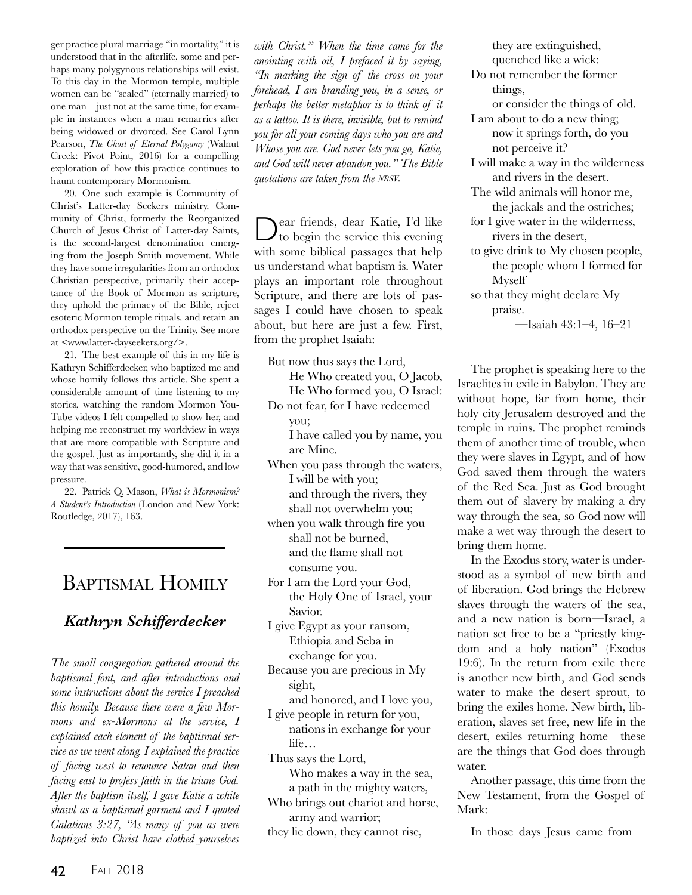ger practice plural marriage "in mortality," it is understood that in the afterlife, some and perhaps many polygynous relationships will exist. To this day in the Mormon temple, multiple women can be "sealed" (eternally married) to one man—just not at the same time, for example in instances when a man remarries after being widowed or divorced. See Carol Lynn Pearson, *The Ghost of Eternal Polygamy* (Walnut Creek: Pivot Point, 2016) for a compelling exploration of how this practice continues to haunt contemporary Mormonism.

20. One such example is Community of Christ's Latter-day Seekers ministry. Community of Christ, formerly the Reorganized Church of Jesus Christ of Latter-day Saints, is the second-largest denomination emerging from the Joseph Smith movement. While they have some irregularities from an orthodox Christian perspective, primarily their acceptance of the Book of Mormon as scripture, they uphold the primacy of the Bible, reject esoteric Mormon temple rituals, and retain an orthodox perspective on the Trinity. See more at <www.latter-dayseekers.org/>.

21. The best example of this in my life is Kathryn Schifferdecker, who baptized me and whose homily follows this article. She spent a considerable amount of time listening to my stories, watching the random Mormon YouTube videos I felt compelled to show her, and helping me reconstruct my worldview in ways that are more compatible with Scripture and the gospel. Just as importantly, she did it in a way that was sensitive, good-humored, and low pressure.

22. Patrick Q. Mason, *What is Mormonism? A Student's Introduction* (London and New York: Routledge, 2017), 163.

---

# Baptismal Homily

## *Kathryn Schifferdecker*

*The small congregation gathered around the baptismal font, and after introductions and some instructions about the service I preached this homily. Because there were a few Mormons and ex-Mormons at the service, I explained each element of the baptismal service as we went along. I explained the practice of facing west to renounce Satan and then facing east to profess faith in the triune God. After the baptism itself, I gave Katie a white shawl as a baptismal garment and I quoted Galatians 3:27, "As many of you as were baptized into Christ have clothed yourselves with Christ." When the time came for the anointing with oil, I prefaced it by saying, "In marking the sign of the cross on your forehead, I am branding you, in a sense, or perhaps the better metaphor is to think of it as a tattoo. It is there, invisible, but to remind you for all your coming days who you are and Whose you are. God never lets you go, Katie, and God will never abandon you." The Bible quotations are taken from the NRSV.*

Dear friends, dear Katie, I'd like to begin the service this evening with some biblical passages that help us understand what baptism is. Water plays an important role throughout Scripture, and there are lots of passages I could have chosen to speak about, but here are just a few. First, from the prophet Isaiah:

> But now thus says the Lord,
> He Who created you, O Jacob,
> He Who formed you, O Israel:
> Do not fear, for I have redeemed you;
> I have called you by name, you are Mine.
> When you pass through the waters,
> I will be with you;
> and through the rivers, they shall not overwhelm you;
> when you walk through fire you shall not be burned,
> and the flame shall not consume you.
> For I am the Lord your God,
> the Holy One of Israel, your Savior.
> I give Egypt as your ransom,
> Ethiopia and Seba in exchange for you.
> Because you are precious in My sight,
> and honored, and I love you,
> I give people in return for you,
> nations in exchange for your life…
> Thus says the Lord,
> Who makes a way in the sea,
> a path in the mighty waters,
> Who brings out chariot and horse,
> army and warrior;
> they lie down, they cannot rise,
> they are extinguished,
> quenched like a wick:
> Do not remember the former things,
> or consider the things of old.
> I am about to do a new thing;
> now it springs forth, do you not perceive it?
> I will make a way in the wilderness
> and rivers in the desert.
> The wild animals will honor me,
> the jackals and the ostriches;
> for I give water in the wilderness,
> rivers in the desert,
> to give drink to My chosen people,
> the people whom I formed for Myself
> so that they might declare My praise.
>
> —Isaiah 43:1–4, 16–21

The prophet is speaking here to the Israelites in exile in Babylon. They are without hope, far from home, their holy city Jerusalem destroyed and the temple in ruins. The prophet reminds them of another time of trouble, when they were slaves in Egypt, and of how God saved them through the waters of the Red Sea. Just as God brought them out of slavery by making a dry way through the sea, so God now will make a wet way through the desert to bring them home.

In the Exodus story, water is understood as a symbol of new birth and of liberation. God brings the Hebrew slaves through the waters of the sea, and a new nation is born—Israel, a nation set free to be a "priestly kingdom and a holy nation" (Exodus 19:6). In the return from exile there is another new birth, and God sends water to make the desert sprout, to bring the exiles home. New birth, liberation, slaves set free, new life in the desert, exiles returning home—these are the things that God does through water.

Another passage, this time from the New Testament, from the Gospel of Mark:

> In those days Jesus came from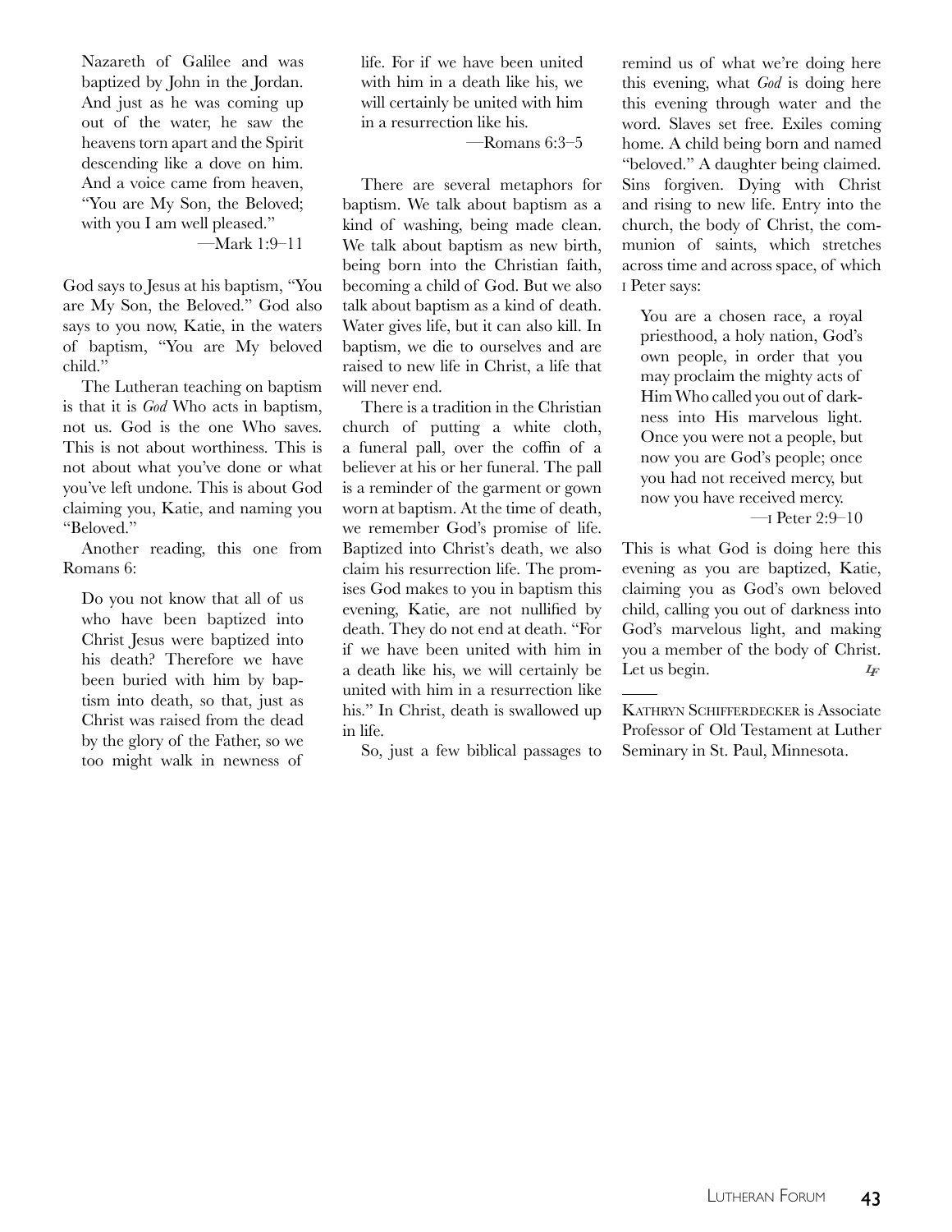> Nazareth of Galilee and was baptized by John in the Jordan. And just as he was coming up out of the water, he saw the heavens torn apart and the Spirit descending like a dove on him. And a voice came from heaven, "You are My Son, the Beloved; with you I am well pleased."
>
> —Mark 1:9–11

God says to Jesus at his baptism, "You are My Son, the Beloved." God also says to you now, Katie, in the waters of baptism, "You are My beloved child."

The Lutheran teaching on baptism is that it is *God* Who acts in baptism, not us. God is the one Who saves. This is not about worthiness. This is not about what you've done or what you've left undone. This is about God claiming you, Katie, and naming you "Beloved."

Another reading, this one from Romans 6:

> Do you not know that all of us who have been baptized into Christ Jesus were baptized into his death? Therefore we have been buried with him by baptism into death, so that, just as Christ was raised from the dead by the glory of the Father, so we too might walk in newness of life. For if we have been united with him in a death like his, we will certainly be united with him in a resurrection like his.
>
> —Romans 6:3–5

There are several metaphors for baptism. We talk about baptism as a kind of washing, being made clean. We talk about baptism as new birth, being born into the Christian faith, becoming a child of God. But we also talk about baptism as a kind of death. Water gives life, but it can also kill. In baptism, we die to ourselves and are raised to new life in Christ, a life that will never end.

There is a tradition in the Christian church of putting a white cloth, a funeral pall, over the coffin of a believer at his or her funeral. The pall is a reminder of the garment or gown worn at baptism. At the time of death, we remember God's promise of life. Baptized into Christ's death, we also claim his resurrection life. The promises God makes to you in baptism this evening, Katie, are not nullified by death. They do not end at death. "For if we have been united with him in a death like his, we will certainly be united with him in a resurrection like his." In Christ, death is swallowed up in life.

So, just a few biblical passages to remind us of what we're doing here this evening, what *God* is doing here this evening through water and the word. Slaves set free. Exiles coming home. A child being born and named "beloved." A daughter being claimed. Sins forgiven. Dying with Christ and rising to new life. Entry into the church, the body of Christ, the communion of saints, which stretches across time and across space, of which 1 Peter says:

> You are a chosen race, a royal priesthood, a holy nation, God's own people, in order that you may proclaim the mighty acts of Him Who called you out of darkness into His marvelous light. Once you were not a people, but now you are God's people; once you had not received mercy, but now you have received mercy.
>
> —1 Peter 2:9–10

This is what God is doing here this evening as you are baptized, Katie, claiming you as God's own beloved child, calling you out of darkness into God's marvelous light, and making you a member of the body of Christ. Let us begin. *LF*

---

Kathryn Schifferdecker is Associate Professor of Old Testament at Luther Seminary in St. Paul, Minnesota.